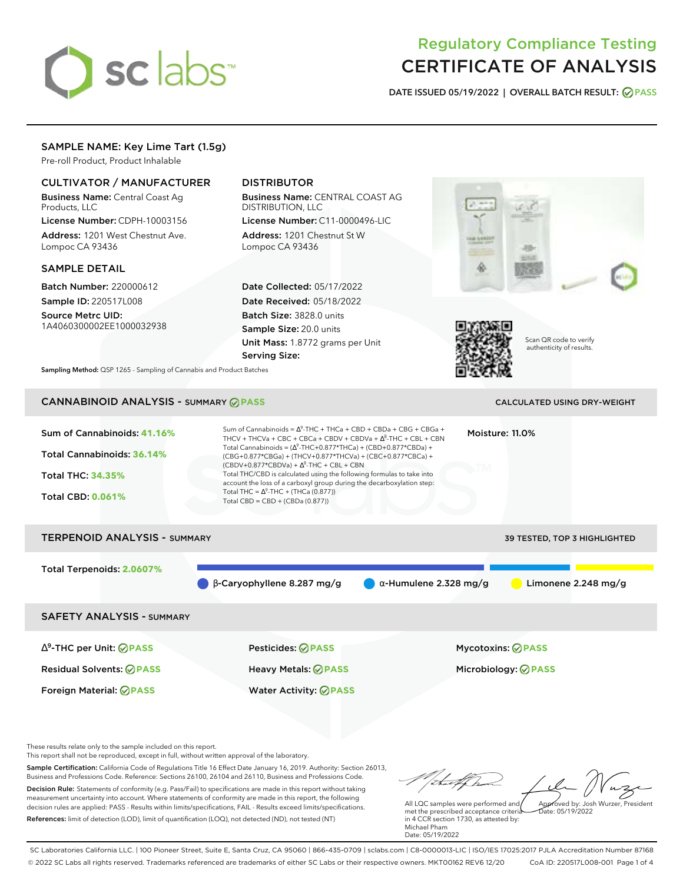# Regulatory Compliance Testing
# CERTIFICATE OF ANALYSIS

**DATE ISSUED** 05/19/2022 | **OVERALL BATCH RESULT:** PASS

## SAMPLE NAME: Key Lime Tart (1.5g)

Pre-roll Product, Product Inhalable

### CULTIVATOR / MANUFACTURER

**Business Name:** Central Coast Ag Products, LLC

**License Number:** CDPH-10003156

**Address:** 1201 West Chestnut Ave. Lompoc CA 93436

### DISTRIBUTOR

**Business Name:** CENTRAL COAST AG DISTRIBUTION, LLC

**License Number:** C11-0000496-LIC

**Address:** 1201 Chestnut St W Lompoc CA 93436

### SAMPLE DETAIL

**Batch Number:** 220000612

**Sample ID:** 220517L008

**Source Metrc UID:** 1A4060300002EE1000032938

**Date Collected:** 05/17/2022

**Date Received:** 05/18/2022

**Batch Size:** 3828.0 units

**Sample Size:** 20.0 units

**Unit Mass:** 1.8772 grams per Unit

**Serving Size:**

Scan QR code to verify authenticity of results.

**Sampling Method:** QSP 1265 - Sampling of Cannabis and Product Batches

## CANNABINOID ANALYSIS - SUMMARY PASS

CALCULATED USING DRY-WEIGHT

**Sum of Cannabinoids: 41.16%**

**Total Cannabinoids: 36.14%**

**Total THC: 34.35%**

**Total CBD: 0.061%**

Sum of Cannabinoids = $\Delta^9$-THC + THCa + CBD + CBDa + CBG + CBGa + THCV + THCVa + CBC + CBCa + CBDV + CBDVa + $\Delta^8$-THC + CBL + CBN

Total Cannabinoids = ($\Delta^9$-THC+0.877*THCa) + (CBD+0.877*CBDa) + (CBG+0.877*CBGa) + (THCV+0.877*THCVa) + (CBC+0.877*CBCa) + (CBDV+0.877*CBDVa) + $\Delta^8$-THC + CBL + CBN

Total THC/CBD is calculated using the following formulas to take into account the loss of a carboxyl group during the decarboxylation step:

Total THC = $\Delta^9$-THC + (THCa (0.877))

Total CBD = CBD + (CBDa (0.877))

**Moisture:** 11.0%

## TERPENOID ANALYSIS - SUMMARY

39 TESTED, TOP 3 HIGHLIGHTED

**Total Terpenoids: 2.0607%**

β-Caryophyllene 8.287 mg/g | α-Humulene 2.328 mg/g | Limonene 2.248 mg/g

## SAFETY ANALYSIS - SUMMARY

| | | |
|---|---|---|
| $\Delta^9$-THC per Unit: PASS | Pesticides: PASS | Mycotoxins: PASS |
| Residual Solvents: PASS | Heavy Metals: PASS | Microbiology: PASS |
| Foreign Material: PASS | Water Activity: PASS | |

These results relate only to the sample included on this report.
This report shall not be reproduced, except in full, without written approval of the laboratory.

**Sample Certification:** California Code of Regulations Title 16 Effect Date January 16, 2019. Authority: Section 26013, Business and Professions Code. Reference: Sections 26100, 26104 and 26110, Business and Professions Code.

**Decision Rule:** Statements of conformity (e.g. Pass/Fail) to specifications are made in this report without taking measurement uncertainty into account. Where statements of conformity are made in this report, the following decision rules are applied: PASS - Results within limits/specifications, FAIL - Results exceed limits/specifications.

**References:** limit of detection (LOD), limit of quantification (LOQ), not detected (ND), not tested (NT)

All LQC samples were performed and met the prescribed acceptance criteria in 4 CCR section 1730, as attested by: Michael Pham
Date: 05/19/2022

Approved by: Josh Wurzer, President
Date: 05/19/2022

SC Laboratories California LLC. | 100 Pioneer Street, Suite E, Santa Cruz, CA 95060 | 866-435-0709 | sclabs.com | C8-0000013-LIC | ISO/IES 17025:2017 PJLA Accreditation Number 87168
© 2022 SC Labs all rights reserved. Trademarks referenced are trademarks of either SC Labs or their respective owners. MKT00162 REV6 12/20 CoA ID: 220517L008-001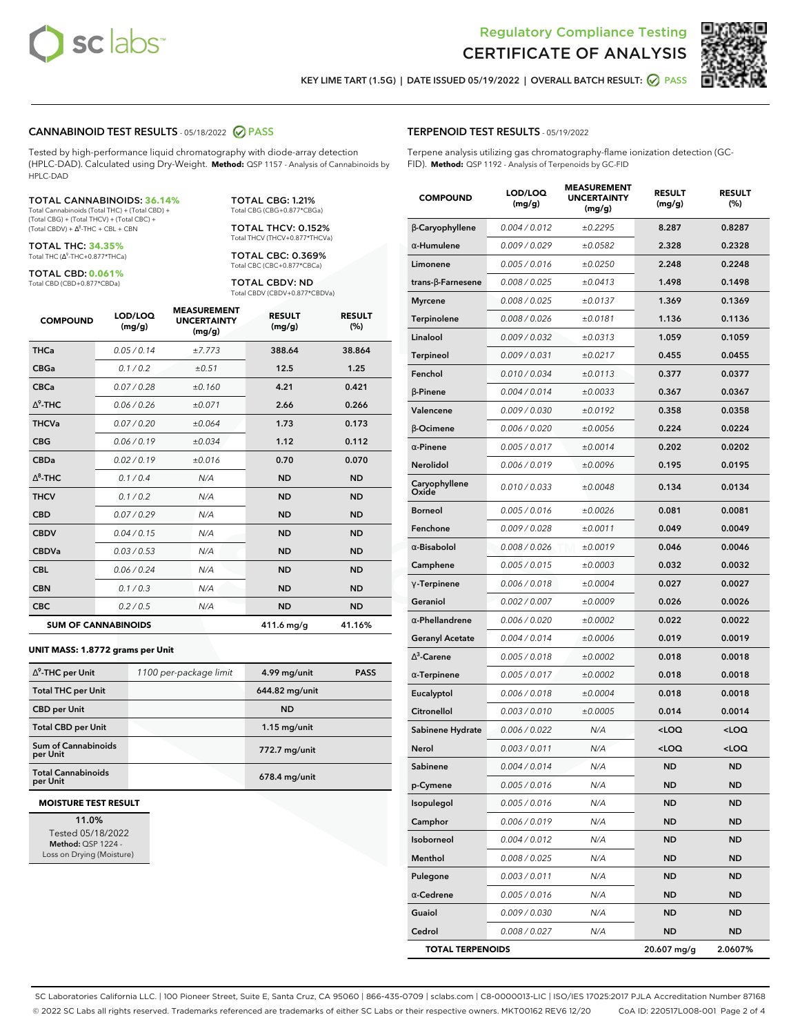# Regulatory Compliance Testing
# CERTIFICATE OF ANALYSIS

KEY LIME TART (1.5G) | DATE ISSUED 05/19/2022 | OVERALL BATCH RESULT: PASS

## CANNABINOID TEST RESULTS - 05/18/2022 PASS

Tested by high-performance liquid chromatography with diode-array detection (HPLC-DAD). Calculated using Dry-Weight. **Method:** QSP 1157 - Analysis of Cannabinoids by HPLC-DAD

**TOTAL CANNABINOIDS: 36.14%**
Total Cannabinoids (Total THC) + (Total CBD) + (Total CBG) + (Total THCV) + (Total CBC) + (Total CBDV) + $\Delta^8$-THC + CBL + CBN

**TOTAL THC: 34.35%**
Total THC ($\Delta^9$-THC+0.877*THCa)

**TOTAL CBD: 0.061%**
Total CBD (CBD+0.877*CBDa)

**TOTAL CBG: 1.21%**
Total CBG (CBG+0.877*CBGa)

**TOTAL THCV: 0.152%**
Total THCV (THCV+0.877*THCVa)

**TOTAL CBC: 0.369%**
Total CBC (CBC+0.877*CBCa)

**TOTAL CBDV: ND**
Total CBDV (CBDV+0.877*CBDVa)

| COMPOUND | LOD/LOQ (mg/g) | MEASUREMENT UNCERTAINTY (mg/g) | RESULT (mg/g) | RESULT (%) |
|---|---|---|---|---|
| THCa | 0.05 / 0.14 | ±7.773 | 388.64 | 38.864 |
| CBGa | 0.1 / 0.2 | ±0.51 | 12.5 | 1.25 |
| CBCa | 0.07 / 0.28 | ±0.160 | 4.21 | 0.421 |
| $\Delta^9$-THC | 0.06 / 0.26 | ±0.071 | 2.66 | 0.266 |
| THCVa | 0.07 / 0.20 | ±0.064 | 1.73 | 0.173 |
| CBG | 0.06 / 0.19 | ±0.034 | 1.12 | 0.112 |
| CBDa | 0.02 / 0.19 | ±0.016 | 0.70 | 0.070 |
| $\Delta^8$-THC | 0.1 / 0.4 | N/A | ND | ND |
| THCV | 0.1 / 0.2 | N/A | ND | ND |
| CBD | 0.07 / 0.29 | N/A | ND | ND |
| CBDV | 0.04 / 0.15 | N/A | ND | ND |
| CBDVa | 0.03 / 0.53 | N/A | ND | ND |
| CBL | 0.06 / 0.24 | N/A | ND | ND |
| CBN | 0.1 / 0.3 | N/A | ND | ND |
| CBC | 0.2 / 0.5 | N/A | ND | ND |
| **SUM OF CANNABINOIDS** | | | **411.6 mg/g** | **41.16%** |

**UNIT MASS: 1.8772 grams per Unit**

| | | | |
|---|---|---|---|
| $\Delta^9$-THC per Unit | 1100 per-package limit | 4.99 mg/unit | PASS |
| Total THC per Unit | | 644.82 mg/unit | |
| CBD per Unit | | ND | |
| Total CBD per Unit | | 1.15 mg/unit | |
| Sum of Cannabinoids per Unit | | 772.7 mg/unit | |
| Total Cannabinoids per Unit | | 678.4 mg/unit | |

**MOISTURE TEST RESULT**

**11.0%**
Tested 05/18/2022
**Method:** QSP 1224 - Loss on Drying (Moisture)

## TERPENOID TEST RESULTS - 05/19/2022

Terpene analysis utilizing gas chromatography-flame ionization detection (GC-FID). **Method:** QSP 1192 - Analysis of Terpenoids by GC-FID

| COMPOUND | LOD/LOQ (mg/g) | MEASUREMENT UNCERTAINTY (mg/g) | RESULT (mg/g) | RESULT (%) |
|---|---|---|---|---|
| β-Caryophyllene | 0.004 / 0.012 | ±0.2295 | 8.287 | 0.8287 |
| α-Humulene | 0.009 / 0.029 | ±0.0582 | 2.328 | 0.2328 |
| Limonene | 0.005 / 0.016 | ±0.0250 | 2.248 | 0.2248 |
| trans-β-Farnesene | 0.008 / 0.025 | ±0.0413 | 1.498 | 0.1498 |
| Myrcene | 0.008 / 0.025 | ±0.0137 | 1.369 | 0.1369 |
| Terpinolene | 0.008 / 0.026 | ±0.0181 | 1.136 | 0.1136 |
| Linalool | 0.009 / 0.032 | ±0.0313 | 1.059 | 0.1059 |
| Terpineol | 0.009 / 0.031 | ±0.0217 | 0.455 | 0.0455 |
| Fenchol | 0.010 / 0.034 | ±0.0113 | 0.377 | 0.0377 |
| β-Pinene | 0.004 / 0.014 | ±0.0033 | 0.367 | 0.0367 |
| Valencene | 0.009 / 0.030 | ±0.0192 | 0.358 | 0.0358 |
| β-Ocimene | 0.006 / 0.020 | ±0.0056 | 0.224 | 0.0224 |
| α-Pinene | 0.005 / 0.017 | ±0.0014 | 0.202 | 0.0202 |
| Nerolidol | 0.006 / 0.019 | ±0.0096 | 0.195 | 0.0195 |
| Caryophyllene Oxide | 0.010 / 0.033 | ±0.0048 | 0.134 | 0.0134 |
| Borneol | 0.005 / 0.016 | ±0.0026 | 0.081 | 0.0081 |
| Fenchone | 0.009 / 0.028 | ±0.0011 | 0.049 | 0.0049 |
| α-Bisabolol | 0.008 / 0.026 | ±0.0019 | 0.046 | 0.0046 |
| Camphene | 0.005 / 0.015 | ±0.0003 | 0.032 | 0.0032 |
| γ-Terpinene | 0.006 / 0.018 | ±0.0004 | 0.027 | 0.0027 |
| Geraniol | 0.002 / 0.007 | ±0.0009 | 0.026 | 0.0026 |
| α-Phellandrene | 0.006 / 0.020 | ±0.0002 | 0.022 | 0.0022 |
| Geranyl Acetate | 0.004 / 0.014 | ±0.0006 | 0.019 | 0.0019 |
| $\Delta^3$-Carene | 0.005 / 0.018 | ±0.0002 | 0.018 | 0.0018 |
| α-Terpinene | 0.005 / 0.017 | ±0.0002 | 0.018 | 0.0018 |
| Eucalyptol | 0.006 / 0.018 | ±0.0004 | 0.018 | 0.0018 |
| Citronellol | 0.003 / 0.010 | ±0.0005 | 0.014 | 0.0014 |
| Sabinene Hydrate | 0.006 / 0.022 | N/A | <LOQ | <LOQ |
| Nerol | 0.003 / 0.011 | N/A | <LOQ | <LOQ |
| Sabinene | 0.004 / 0.014 | N/A | ND | ND |
| p-Cymene | 0.005 / 0.016 | N/A | ND | ND |
| Isopulegol | 0.005 / 0.016 | N/A | ND | ND |
| Camphor | 0.006 / 0.019 | N/A | ND | ND |
| Isoborneol | 0.004 / 0.012 | N/A | ND | ND |
| Menthol | 0.008 / 0.025 | N/A | ND | ND |
| Pulegone | 0.003 / 0.011 | N/A | ND | ND |
| α-Cedrene | 0.005 / 0.016 | N/A | ND | ND |
| Guaiol | 0.009 / 0.030 | N/A | ND | ND |
| Cedrol | 0.008 / 0.027 | N/A | ND | ND |
| **TOTAL TERPENOIDS** | | | **20.607 mg/g** | **2.0607%** |

SC Laboratories California LLC. | 100 Pioneer Street, Suite E, Santa Cruz, CA 95060 | 866-435-0709 | sclabs.com | C8-0000013-LIC | ISO/IES 17025:2017 PJLA Accreditation Number 87168
© 2022 SC Labs all rights reserved. Trademarks referenced are trademarks of either SC Labs or their respective owners. MKT00162 REV6 12/20 CoA ID: 220517L008-001